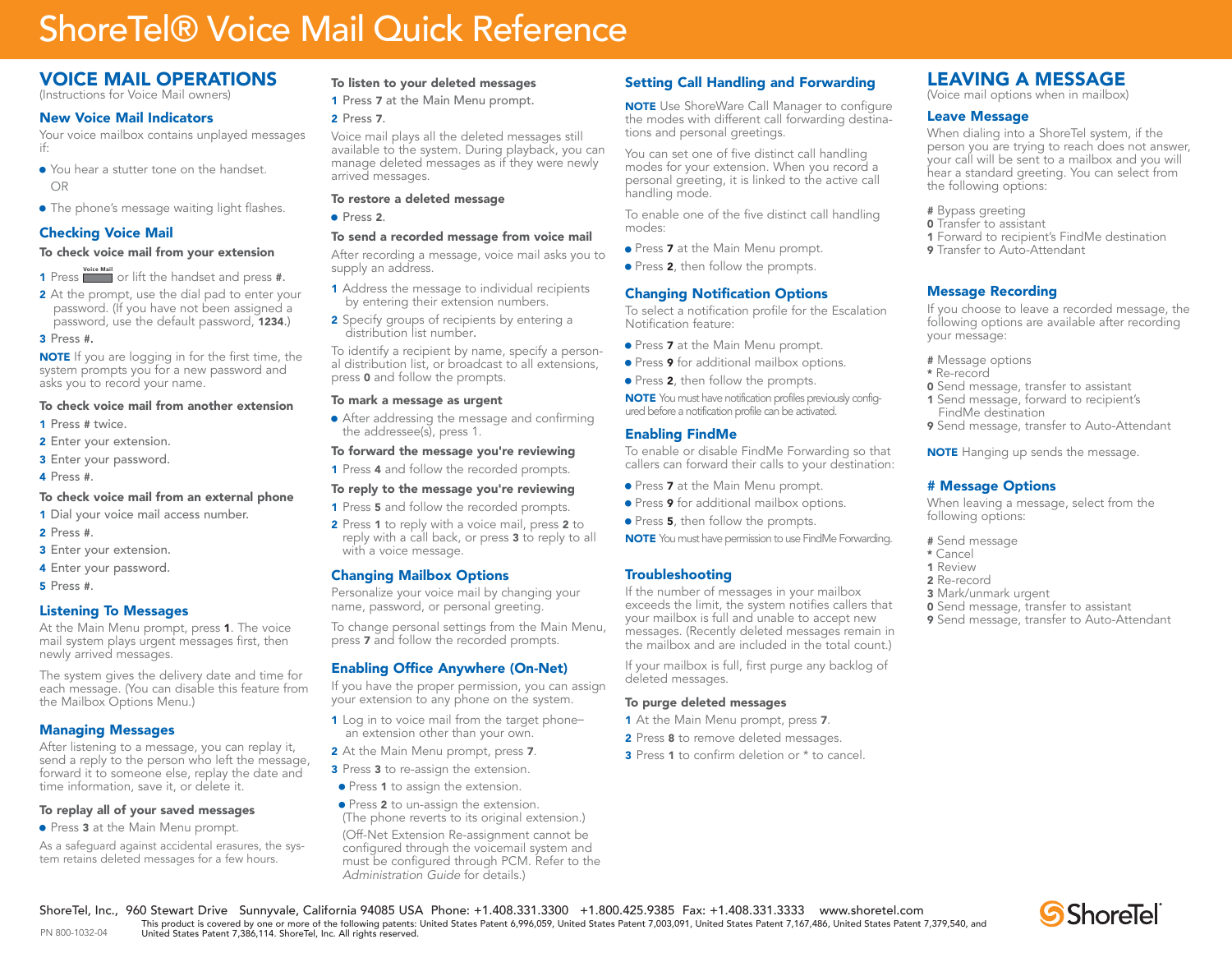# ShoreTel® Voice Mail Quick Reference

## VOICE MAIL OPERATIONS

(Instructions for Voice Mail owners)

### New Voice Mail Indicators

Your voice mailbox contains unplayed messages if:

- You hear a stutter tone on the handset.
  OR
- The phone's message waiting light flashes.

### Checking Voice Mail

**To check voice mail from your extension**

1. Press Voice Mail or lift the handset and press **#**.
2. At the prompt, use the dial pad to enter your password. (If you have not been assigned a password, use the default password, **1234**.)
3. Press **#**.

**NOTE** If you are logging in for the first time, the system prompts you for a new password and asks you to record your name.

**To check voice mail from another extension**

1. Press # twice.
2. Enter your extension.
3. Enter your password.
4. Press #.

**To check voice mail from an external phone**

1. Dial your voice mail access number.
2. Press #.
3. Enter your extension.
4. Enter your password.
5. Press #.

### Listening To Messages

At the Main Menu prompt, press **1**. The voice mail system plays urgent messages first, then newly arrived messages.

The system gives the delivery date and time for each message. (You can disable this feature from the Mailbox Options Menu.)

### Managing Messages

After listening to a message, you can replay it, send a reply to the person who left the message, forward it to someone else, replay the date and time information, save it, or delete it.

**To replay all of your saved messages**

- Press **3** at the Main Menu prompt.

As a safeguard against accidental erasures, the system retains deleted messages for a few hours.

**To listen to your deleted messages**

1. Press **7** at the Main Menu prompt.
2. Press **7**.

Voice mail plays all the deleted messages still available to the system. During playback, you can manage deleted messages as if they were newly arrived messages.

**To restore a deleted message**

- Press **2**.

**To send a recorded message from voice mail**

After recording a message, voice mail asks you to supply an address.

1. Address the message to individual recipients by entering their extension numbers.
2. Specify groups of recipients by entering a distribution list number.

To identify a recipient by name, specify a personal distribution list, or broadcast to all extensions, press **0** and follow the prompts.

**To mark a message as urgent**

- After addressing the message and confirming the addressee(s), press 1.

**To forward the message you're reviewing**

1. Press **4** and follow the recorded prompts.

**To reply to the message you're reviewing**

1. Press **5** and follow the recorded prompts.
2. Press **1** to reply with a voice mail, press **2** to reply with a call back, or press **3** to reply to all with a voice message.

### Changing Mailbox Options

Personalize your voice mail by changing your name, password, or personal greeting.

To change personal settings from the Main Menu, press **7** and follow the recorded prompts.

### Enabling Office Anywhere (On-Net)

If you have the proper permission, you can assign your extension to any phone on the system.

1. Log in to voice mail from the target phone– an extension other than your own.
2. At the Main Menu prompt, press **7**.
3. Press **3** to re-assign the extension.
   - Press **1** to assign the extension.
   - Press **2** to un-assign the extension. (The phone reverts to its original extension.)

   (Off-Net Extension Re-assignment cannot be configured through the voicemail system and must be configured through PCM. Refer to the *Administration Guide* for details.)

### Setting Call Handling and Forwarding

**NOTE** Use ShoreWare Call Manager to configure the modes with different call forwarding destinations and personal greetings.

You can set one of five distinct call handling modes for your extension. When you record a personal greeting, it is linked to the active call handling mode.

To enable one of the five distinct call handling modes:

- Press **7** at the Main Menu prompt.
- Press **2**, then follow the prompts.

### Changing Notification Options

To select a notification profile for the Escalation Notification feature:

- Press **7** at the Main Menu prompt.
- Press **9** for additional mailbox options.
- Press **2**, then follow the prompts.

**NOTE** You must have notification profiles previously configured before a notification profile can be activated.

### Enabling FindMe

To enable or disable FindMe Forwarding so that callers can forward their calls to your destination:

- Press **7** at the Main Menu prompt.
- Press **9** for additional mailbox options.
- Press **5**, then follow the prompts.

**NOTE** You must have permission to use FindMe Forwarding.

### Troubleshooting

If the number of messages in your mailbox exceeds the limit, the system notifies callers that your mailbox is full and unable to accept new messages. (Recently deleted messages remain in the mailbox and are included in the total count.)

If your mailbox is full, first purge any backlog of deleted messages.

**To purge deleted messages**

1. At the Main Menu prompt, press **7**.
2. Press **8** to remove deleted messages.
3. Press **1** to confirm deletion or * to cancel.

## LEAVING A MESSAGE

(Voice mail options when in mailbox)

### Leave Message

When dialing into a ShoreTel system, if the person you are trying to reach does not answer, your call will be sent to a mailbox and you will hear a standard greeting. You can select from the following options:

**#** Bypass greeting
**0** Transfer to assistant
**1** Forward to recipient's FindMe destination
**9** Transfer to Auto-Attendant

### Message Recording

If you choose to leave a recorded message, the following options are available after recording your message:

**#** Message options
**\*** Re-record
**0** Send message, transfer to assistant
**1** Send message, forward to recipient's FindMe destination
**9** Send message, transfer to Auto-Attendant

**NOTE** Hanging up sends the message.

### # Message Options

When leaving a message, select from the following options:

**#** Send message
**\*** Cancel
**1** Review
**2** Re-record
**3** Mark/unmark urgent
**0** Send message, transfer to assistant
**9** Send message, transfer to Auto-Attendant

ShoreTel, Inc., 960 Stewart Drive Sunnyvale, California 94085 USA Phone: +1.408.331.3300 +1.800.425.9385 Fax: +1.408.331.3333 www.shoretel.com

PN 800-1032-04

This product is covered by one or more of the following patents: United States Patent 6,996,059, United States Patent 7,003,091, United States Patent 7,167,486, United States Patent 7,379,540, and United States Patent 7,386,114. ShoreTel, Inc. All rights reserved.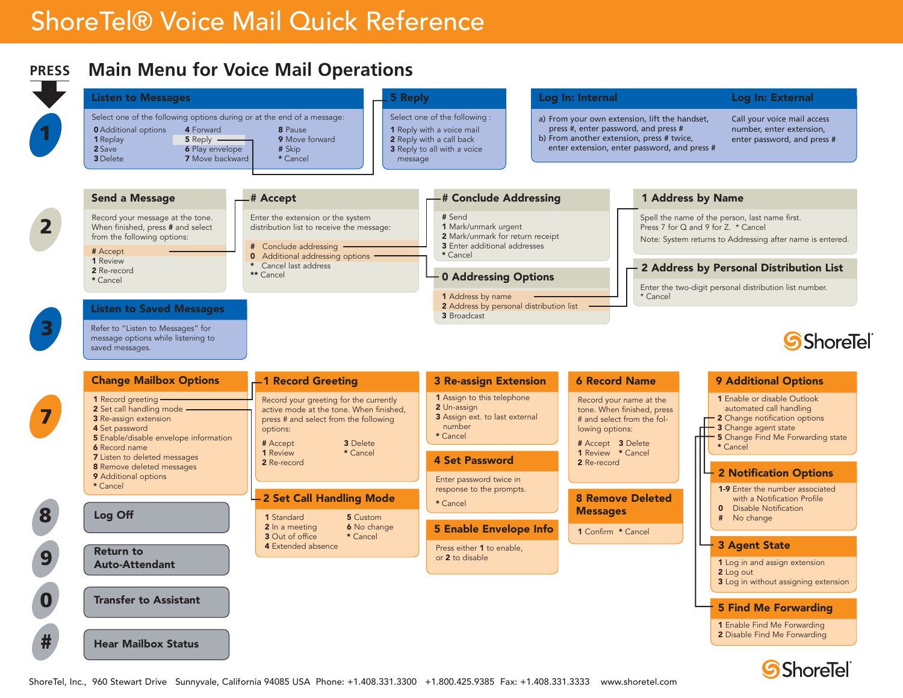# ShoreTel® Voice Mail Quick Reference

PRESS

## Main Menu for Voice Mail Operations

### 1

**Listen to Messages**

Select one of the following options during or at the end of a message:

**0** Additional options
**1** Replay
**2** Save
**3** Delete
**4** Forward
**5** Reply
**6** Play envelope
**7** Move backward
**8** Pause
**9** Move forward
**#** Skip
**\*** Cancel

**5 Reply**

Select one of the following :

**1** Reply with a voice mail
**2** Reply with a call back
**3** Reply to all with a voice message

**Log In: Internal**

a) From your own extension, lift the handset, press #, enter password, and press #
b) From another extension, press # twice, enter extension, enter password, and press #

**Log In: External**

Call your voice mail access number, enter extension, enter password, and press #

### 2

**Send a Message**

Record your message at the tone. When finished, press **#** and select from the following options:

**#** Accept
**1** Review
**2** Re-record
**\*** Cancel

**# Accept**

Enter the extension or the system distribution list to receive the message:

**#** Conclude addressing
**0** Additional addressing options
**\*** Cancel last address
**\*\*** Cancel

**# Conclude Addressing**

**#** Send
**1** Mark/unmark urgent
**2** Mark/unmark for return receipt
**3** Enter additional addresses
**\*** Cancel

**0 Addressing Options**

**1** Address by name
**2** Address by personal distribution list
**3** Broadcast

**1 Address by Name**

Spell the name of the person, last name first. Press 7 for Q and 9 for Z. \* Cancel

Note: System returns to Addressing after name is entered.

**2 Address by Personal Distribution List**

Enter the two-digit personal distribution list number.
\* Cancel

### 3

**Listen to Saved Messages**

Refer to "Listen to Messages" for message options while listening to saved messages.

ShoreTel®

### 7

**Change Mailbox Options**

**1** Record greeting
**2** Set call handling mode
**3** Re-assign extension
**4** Set password
**5** Enable/disable envelope information
**6** Record name
**7** Listen to deleted messages
**8** Remove deleted messages
**9** Additional options
**\*** Cancel

**1 Record Greeting**

Record your greeting for the currently active mode at the tone. When finished, press # and select from the following options:

**#** Accept
**1** Review
**2** Re-record
**3** Delete
**\*** Cancel

**2 Set Call Handling Mode**

**1** Standard
**2** In a meeting
**3** Out of office
**4** Extended absence
**5** Custom
**6** No change
**\*** Cancel

**3 Re-assign Extension**

**1** Assign to this telephone
**2** Un-assign
**3** Assign ext. to last external number
**\*** Cancel

**4 Set Password**

Enter password twice in response to the prompts.
**\*** Cancel

**5 Enable Envelope Info**

Press either **1** to enable, or **2** to disable

**6 Record Name**

Record your name at the tone. When finished, press # and select from the following options:

**#** Accept
**1** Review
**2** Re-record
**3** Delete
**\*** Cancel

**8 Remove Deleted Messages**

**1** Confirm **\*** Cancel

**9 Additional Options**

**1** Enable or disable Outlook automated call handling
**2** Change notification options
**3** Change agent state
**5** Change Find Me Forwarding state
**\*** Cancel

**2 Notification Options**

**1-9** Enter the number associated with a Notification Profile
**0** Disable Notification
**#** No change

**3 Agent State**

**1** Log in and assign extension
**2** Log out
**3** Log in without assigning extension

**5 Find Me Forwarding**

**1** Enable Find Me Forwarding
**2** Disable Find Me Forwarding

### 8

**Log Off**

### 9

**Return to Auto-Attendant**

### 0

**Transfer to Assistant**

### #

**Hear Mailbox Status**

ShoreTel®

ShoreTel, Inc., 960 Stewart Drive Sunnyvale, California 94085 USA Phone: +1.408.331.3300 +1.800.425.9385 Fax: +1.408.331.3333 www.shoretel.com